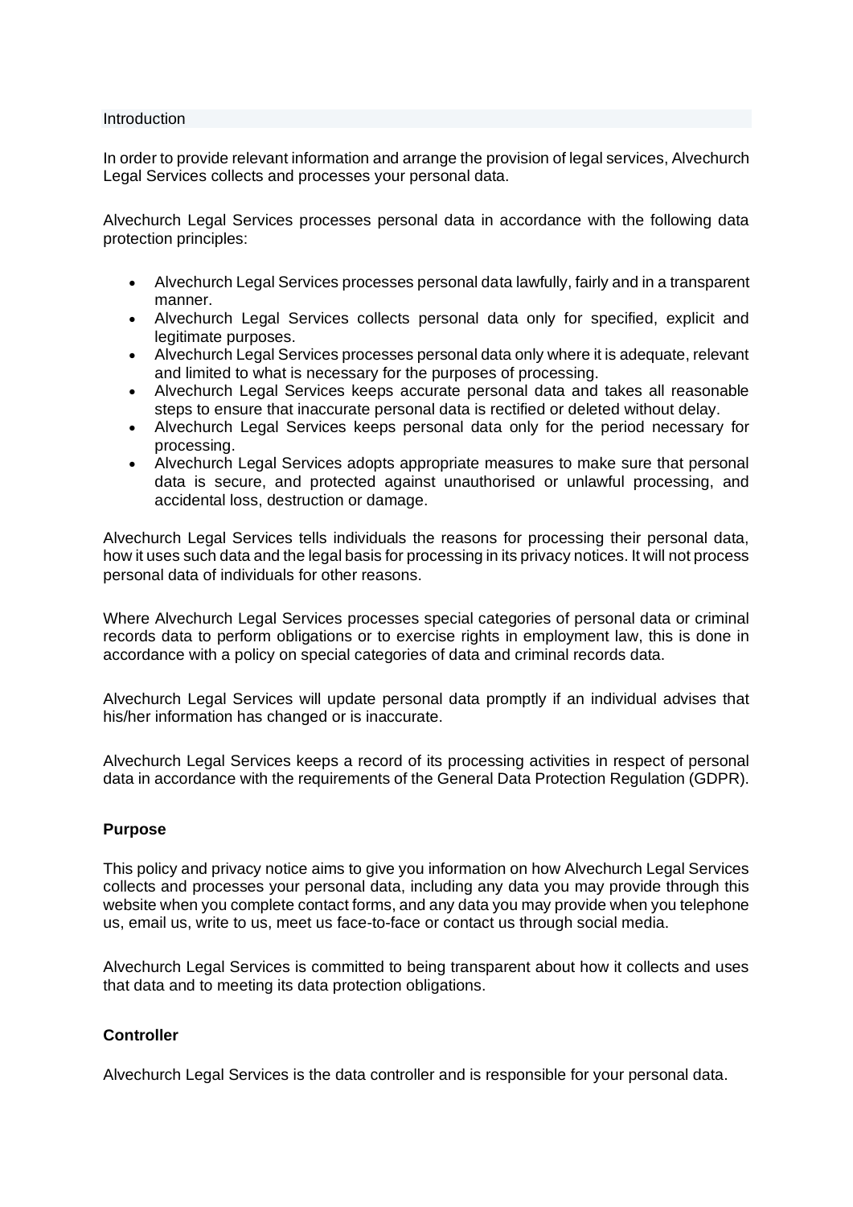## Introduction

In order to provide relevant information and arrange the provision of legal services, Alvechurch Legal Services collects and processes your personal data.

Alvechurch Legal Services processes personal data in accordance with the following data protection principles:

- Alvechurch Legal Services processes personal data lawfully, fairly and in a transparent manner.
- Alvechurch Legal Services collects personal data only for specified, explicit and legitimate purposes.
- Alvechurch Legal Services processes personal data only where it is adequate, relevant and limited to what is necessary for the purposes of processing.
- Alvechurch Legal Services keeps accurate personal data and takes all reasonable steps to ensure that inaccurate personal data is rectified or deleted without delay.
- Alvechurch Legal Services keeps personal data only for the period necessary for processing.
- Alvechurch Legal Services adopts appropriate measures to make sure that personal data is secure, and protected against unauthorised or unlawful processing, and accidental loss, destruction or damage.

Alvechurch Legal Services tells individuals the reasons for processing their personal data, how it uses such data and the legal basis for processing in its privacy notices. It will not process personal data of individuals for other reasons.

Where Alvechurch Legal Services processes special categories of personal data or criminal records data to perform obligations or to exercise rights in employment law, this is done in accordance with a policy on special categories of data and criminal records data.

Alvechurch Legal Services will update personal data promptly if an individual advises that his/her information has changed or is inaccurate.

Alvechurch Legal Services keeps a record of its processing activities in respect of personal data in accordance with the requirements of the General Data Protection Regulation (GDPR).

**Purpose**

This policy and privacy notice aims to give you information on how Alvechurch Legal Services collects and processes your personal data, including any data you may provide through this website when you complete contact forms, and any data you may provide when you telephone us, email us, write to us, meet us face-to-face or contact us through social media.

Alvechurch Legal Services is committed to being transparent about how it collects and uses that data and to meeting its data protection obligations.

**Controller**

Alvechurch Legal Services is the data controller and is responsible for your personal data.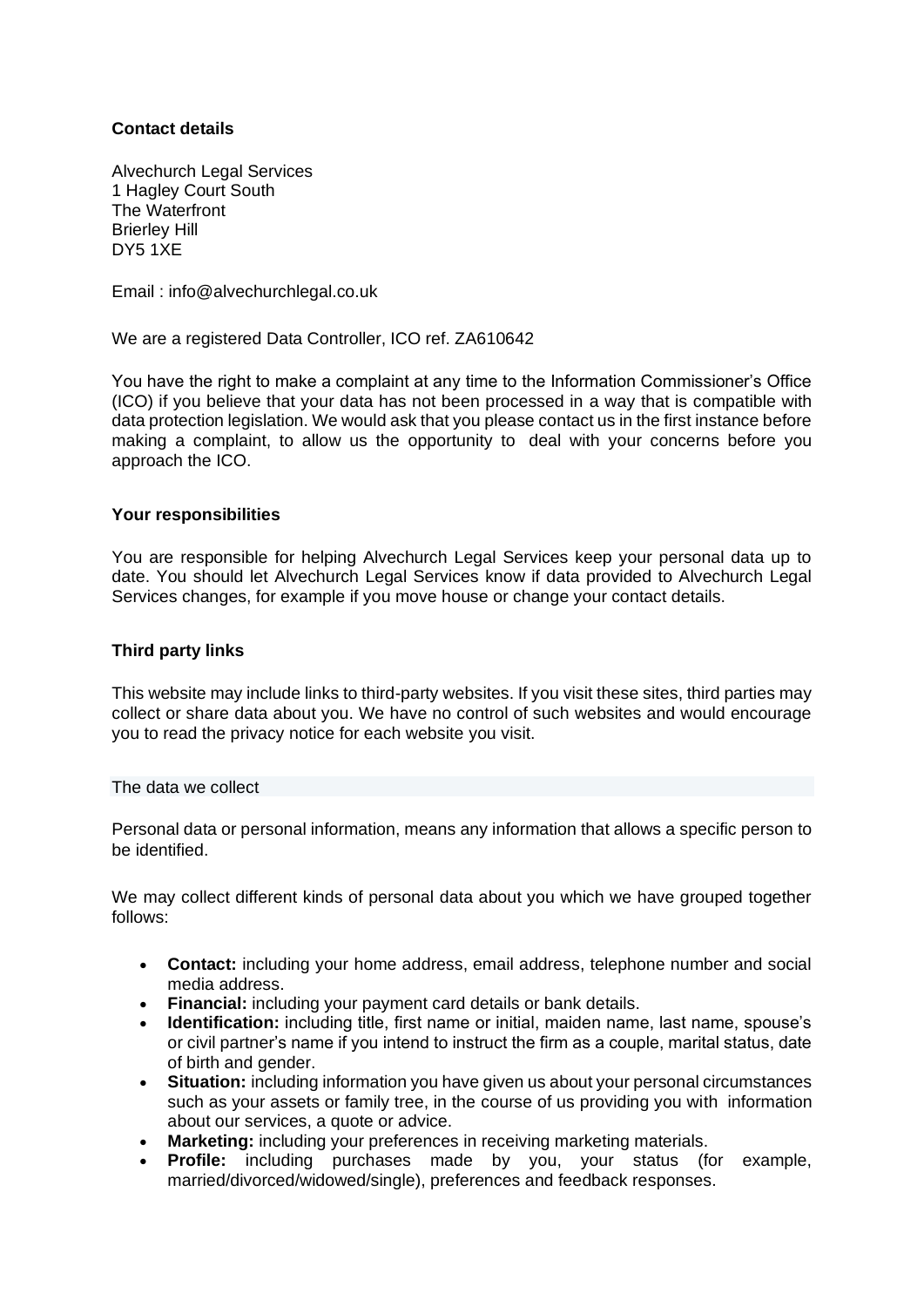### Contact details

Alvechurch Legal Services
1 Hagley Court South
The Waterfront
Brierley Hill
DY5 1XE

Email : info@alvechurchlegal.co.uk

We are a registered Data Controller, ICO ref. ZA610642

You have the right to make a complaint at any time to the Information Commissioner's Office (ICO) if you believe that your data has not been processed in a way that is compatible with data protection legislation. We would ask that you please contact us in the first instance before making a complaint, to allow us the opportunity to deal with your concerns before you approach the ICO.

### Your responsibilities

You are responsible for helping Alvechurch Legal Services keep your personal data up to date. You should let Alvechurch Legal Services know if data provided to Alvechurch Legal Services changes, for example if you move house or change your contact details.

### Third party links

This website may include links to third-party websites. If you visit these sites, third parties may collect or share data about you. We have no control of such websites and would encourage you to read the privacy notice for each website you visit.

### The data we collect

Personal data or personal information, means any information that allows a specific person to be identified.

We may collect different kinds of personal data about you which we have grouped together follows:

- **Contact:** including your home address, email address, telephone number and social media address.
- **Financial:** including your payment card details or bank details.
- **Identification:** including title, first name or initial, maiden name, last name, spouse's or civil partner's name if you intend to instruct the firm as a couple, marital status, date of birth and gender.
- **Situation:** including information you have given us about your personal circumstances such as your assets or family tree, in the course of us providing you with information about our services, a quote or advice.
- **Marketing:** including your preferences in receiving marketing materials.
- **Profile:** including purchases made by you, your status (for example, married/divorced/widowed/single), preferences and feedback responses.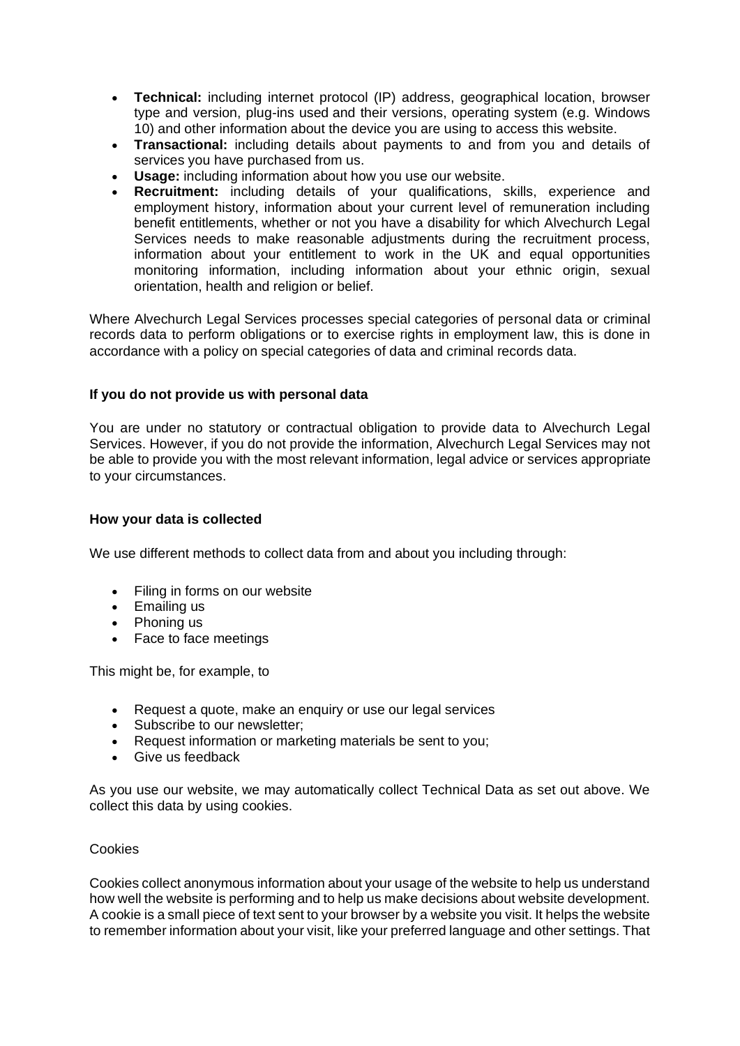- **Technical:** including internet protocol (IP) address, geographical location, browser type and version, plug-ins used and their versions, operating system (e.g. Windows 10) and other information about the device you are using to access this website.
- **Transactional:** including details about payments to and from you and details of services you have purchased from us.
- **Usage:** including information about how you use our website.
- **Recruitment:** including details of your qualifications, skills, experience and employment history, information about your current level of remuneration including benefit entitlements, whether or not you have a disability for which Alvechurch Legal Services needs to make reasonable adjustments during the recruitment process, information about your entitlement to work in the UK and equal opportunities monitoring information, including information about your ethnic origin, sexual orientation, health and religion or belief.

Where Alvechurch Legal Services processes special categories of personal data or criminal records data to perform obligations or to exercise rights in employment law, this is done in accordance with a policy on special categories of data and criminal records data.

**If you do not provide us with personal data**

You are under no statutory or contractual obligation to provide data to Alvechurch Legal Services. However, if you do not provide the information, Alvechurch Legal Services may not be able to provide you with the most relevant information, legal advice or services appropriate to your circumstances.

**How your data is collected**

We use different methods to collect data from and about you including through:

- Filing in forms on our website
- Emailing us
- Phoning us
- Face to face meetings

This might be, for example, to

- Request a quote, make an enquiry or use our legal services
- Subscribe to our newsletter;
- Request information or marketing materials be sent to you;
- Give us feedback

As you use our website, we may automatically collect Technical Data as set out above. We collect this data by using cookies.

Cookies

Cookies collect anonymous information about your usage of the website to help us understand how well the website is performing and to help us make decisions about website development. A cookie is a small piece of text sent to your browser by a website you visit. It helps the website to remember information about your visit, like your preferred language and other settings. That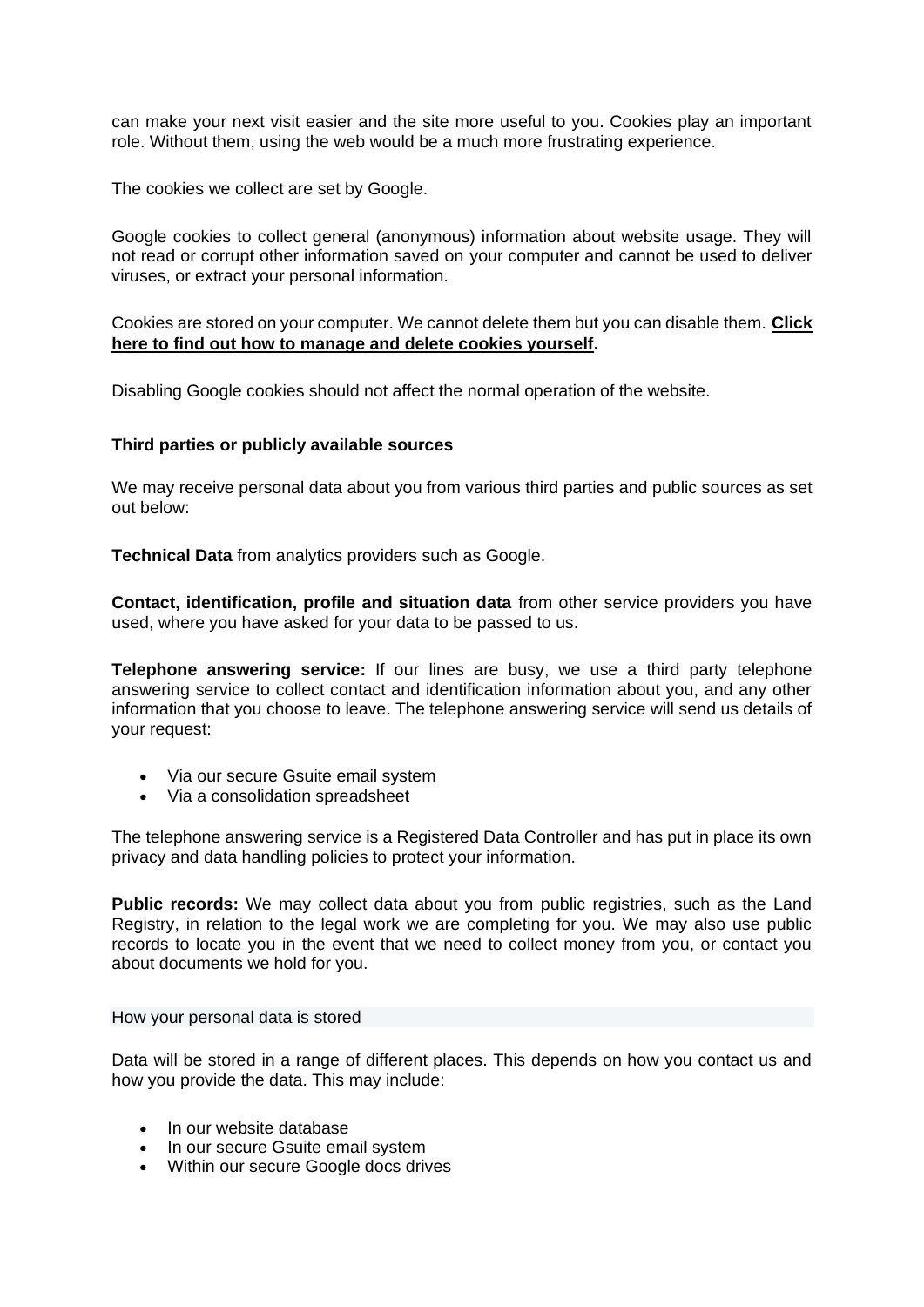can make your next visit easier and the site more useful to you. Cookies play an important role. Without them, using the web would be a much more frustrating experience.

The cookies we collect are set by Google.

Google cookies to collect general (anonymous) information about website usage. They will not read or corrupt other information saved on your computer and cannot be used to deliver viruses, or extract your personal information.

Cookies are stored on your computer. We cannot delete them but you can disable them. **Click here to find out how to manage and delete cookies yourself.**

Disabling Google cookies should not affect the normal operation of the website.

**Third parties or publicly available sources**

We may receive personal data about you from various third parties and public sources as set out below:

**Technical Data** from analytics providers such as Google.

**Contact, identification, profile and situation data** from other service providers you have used, where you have asked for your data to be passed to us.

**Telephone answering service:** If our lines are busy, we use a third party telephone answering service to collect contact and identification information about you, and any other information that you choose to leave. The telephone answering service will send us details of your request:

- Via our secure Gsuite email system
- Via a consolidation spreadsheet

The telephone answering service is a Registered Data Controller and has put in place its own privacy and data handling policies to protect your information.

**Public records:** We may collect data about you from public registries, such as the Land Registry, in relation to the legal work we are completing for you. We may also use public records to locate you in the event that we need to collect money from you, or contact you about documents we hold for you.

## How your personal data is stored

Data will be stored in a range of different places. This depends on how you contact us and how you provide the data. This may include:

- In our website database
- In our secure Gsuite email system
- Within our secure Google docs drives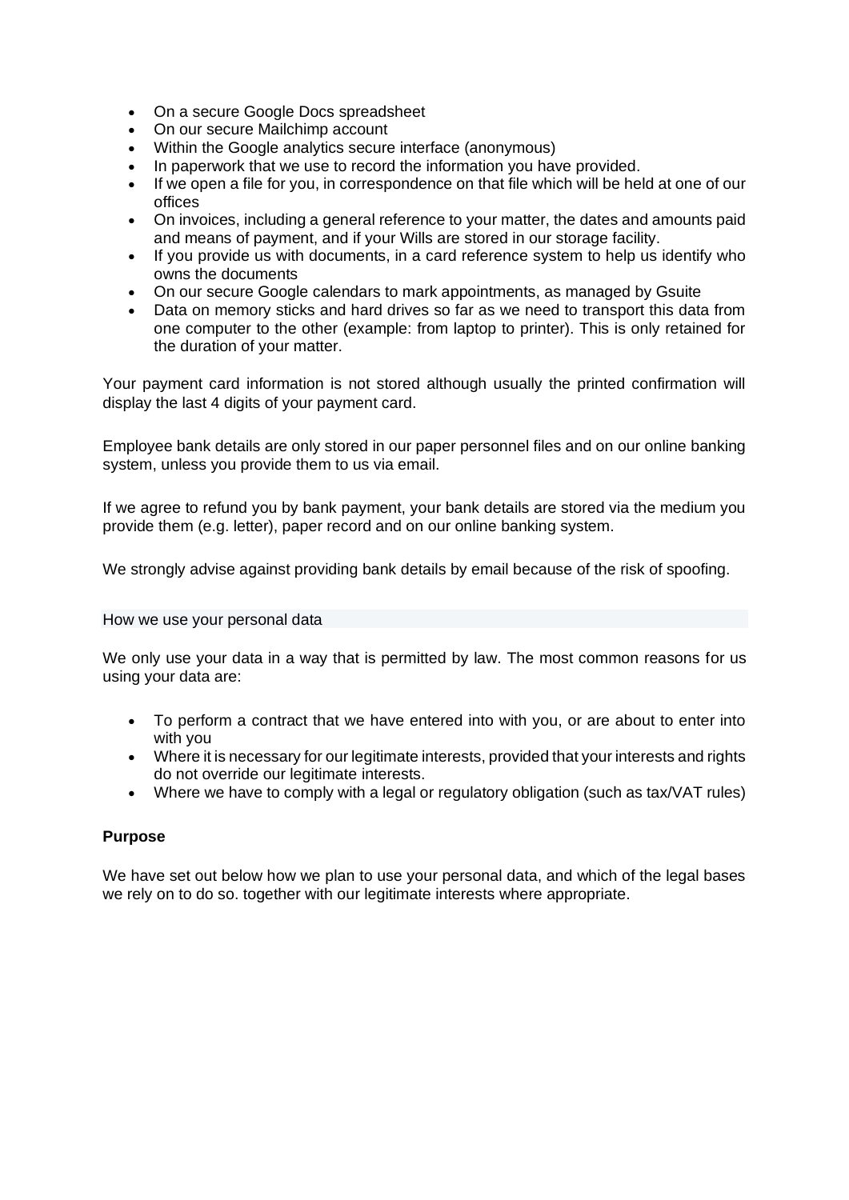- On a secure Google Docs spreadsheet
- On our secure Mailchimp account
- Within the Google analytics secure interface (anonymous)
- In paperwork that we use to record the information you have provided.
- If we open a file for you, in correspondence on that file which will be held at one of our offices
- On invoices, including a general reference to your matter, the dates and amounts paid and means of payment, and if your Wills are stored in our storage facility.
- If you provide us with documents, in a card reference system to help us identify who owns the documents
- On our secure Google calendars to mark appointments, as managed by Gsuite
- Data on memory sticks and hard drives so far as we need to transport this data from one computer to the other (example: from laptop to printer). This is only retained for the duration of your matter.

Your payment card information is not stored although usually the printed confirmation will display the last 4 digits of your payment card.

Employee bank details are only stored in our paper personnel files and on our online banking system, unless you provide them to us via email.

If we agree to refund you by bank payment, your bank details are stored via the medium you provide them (e.g. letter), paper record and on our online banking system.

We strongly advise against providing bank details by email because of the risk of spoofing.

## How we use your personal data

We only use your data in a way that is permitted by law. The most common reasons for us using your data are:

- To perform a contract that we have entered into with you, or are about to enter into with you
- Where it is necessary for our legitimate interests, provided that your interests and rights do not override our legitimate interests.
- Where we have to comply with a legal or regulatory obligation (such as tax/VAT rules)

**Purpose**

We have set out below how we plan to use your personal data, and which of the legal bases we rely on to do so. together with our legitimate interests where appropriate.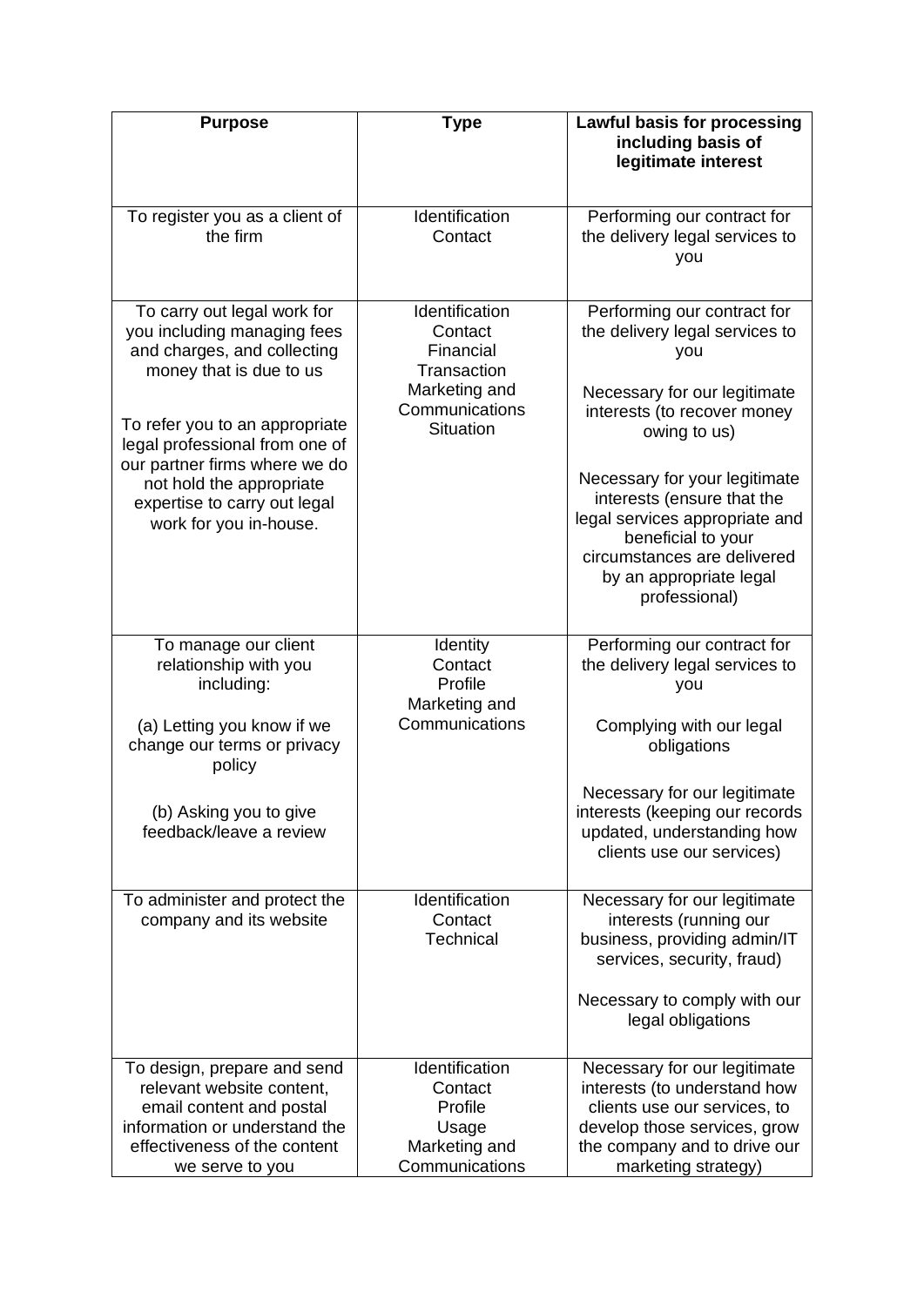| Purpose | Type | Lawful basis for processing including basis of legitimate interest |
| --- | --- | --- |
| To register you as a client of the firm | Identification<br>Contact | Performing our contract for the delivery legal services to you |
| To carry out legal work for you including managing fees and charges, and collecting money that is due to us<br><br>To refer you to an appropriate legal professional from one of our partner firms where we do not hold the appropriate expertise to carry out legal work for you in-house. | Identification<br>Contact<br>Financial<br>Transaction<br>Marketing and Communications<br>Situation | Performing our contract for the delivery legal services to you<br><br>Necessary for our legitimate interests (to recover money owing to us)<br><br>Necessary for your legitimate interests (ensure that the legal services appropriate and beneficial to your circumstances are delivered by an appropriate legal professional) |
| To manage our client relationship with you including:<br><br>(a) Letting you know if we change our terms or privacy policy<br><br>(b) Asking you to give feedback/leave a review | Identity<br>Contact<br>Profile<br>Marketing and Communications | Performing our contract for the delivery legal services to you<br><br>Complying with our legal obligations<br><br>Necessary for our legitimate interests (keeping our records updated, understanding how clients use our services) |
| To administer and protect the company and its website | Identification<br>Contact<br>Technical | Necessary for our legitimate interests (running our business, providing admin/IT services, security, fraud)<br><br>Necessary to comply with our legal obligations |
| To design, prepare and send relevant website content, email content and postal information or understand the effectiveness of the content we serve to you | Identification<br>Contact<br>Profile<br>Usage<br>Marketing and Communications | Necessary for our legitimate interests (to understand how clients use our services, to develop those services, grow the company and to drive our marketing strategy) |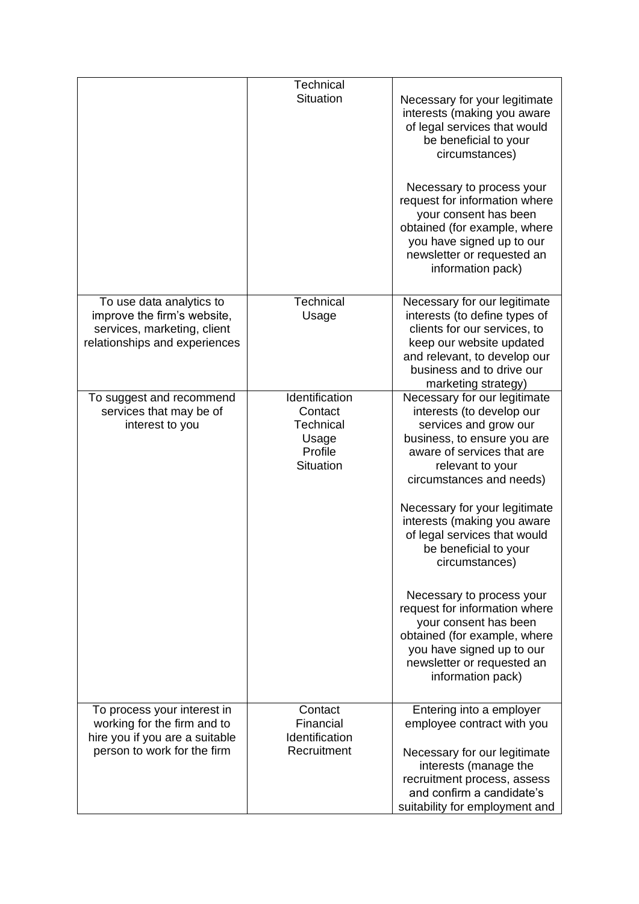| | | |
|---|---|---|
| | Technical<br>Situation | Necessary for your legitimate interests (making you aware of legal services that would be beneficial to your circumstances)<br><br>Necessary to process your request for information where your consent has been obtained (for example, where you have signed up to our newsletter or requested an information pack) |
| To use data analytics to improve the firm's website, services, marketing, client relationships and experiences | Technical<br>Usage | Necessary for our legitimate interests (to define types of clients for our services, to keep our website updated and relevant, to develop our business and to drive our marketing strategy) |
| To suggest and recommend services that may be of interest to you | Identification<br>Contact<br>Technical<br>Usage<br>Profile<br>Situation | Necessary for our legitimate interests (to develop our services and grow our business, to ensure you are aware of services that are relevant to your circumstances and needs)<br><br>Necessary for your legitimate interests (making you aware of legal services that would be beneficial to your circumstances)<br><br>Necessary to process your request for information where your consent has been obtained (for example, where you have signed up to our newsletter or requested an information pack) |
| To process your interest in working for the firm and to hire you if you are a suitable person to work for the firm | Contact<br>Financial<br>Identification<br>Recruitment | Entering into a employer employee contract with you<br><br>Necessary for our legitimate interests (manage the recruitment process, assess and confirm a candidate's suitability for employment and |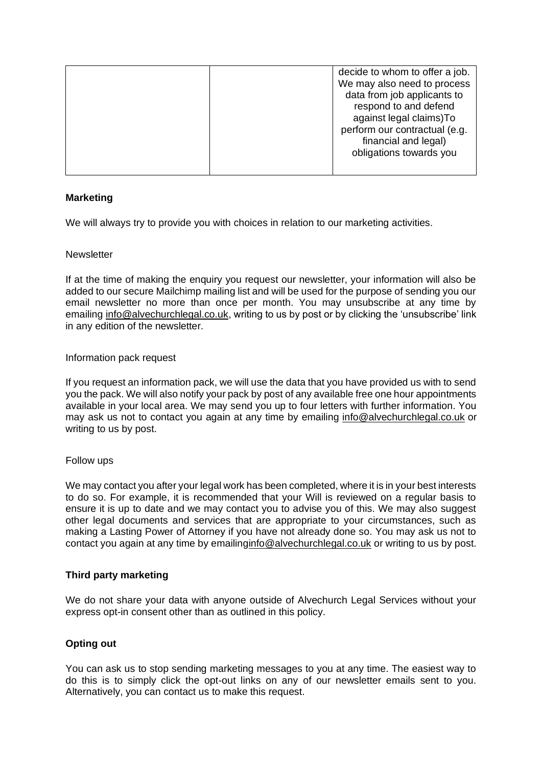| | | decide to whom to offer a job. We may also need to process data from job applicants to respond to and defend against legal claims)To perform our contractual (e.g. financial and legal) obligations towards you |
|---|---|---|

**Marketing**

We will always try to provide you with choices in relation to our marketing activities.

Newsletter

If at the time of making the enquiry you request our newsletter, your information will also be added to our secure Mailchimp mailing list and will be used for the purpose of sending you our email newsletter no more than once per month. You may unsubscribe at any time by emailing info@alvechurchlegal.co.uk, writing to us by post or by clicking the 'unsubscribe' link in any edition of the newsletter.

Information pack request

If you request an information pack, we will use the data that you have provided us with to send you the pack. We will also notify your pack by post of any available free one hour appointments available in your local area. We may send you up to four letters with further information. You may ask us not to contact you again at any time by emailing info@alvechurchlegal.co.uk or writing to us by post.

Follow ups

We may contact you after your legal work has been completed, where it is in your best interests to do so. For example, it is recommended that your Will is reviewed on a regular basis to ensure it is up to date and we may contact you to advise you of this. We may also suggest other legal documents and services that are appropriate to your circumstances, such as making a Lasting Power of Attorney if you have not already done so. You may ask us not to contact you again at any time by emailinginfo@alvechurchlegal.co.uk or writing to us by post.

**Third party marketing**

We do not share your data with anyone outside of Alvechurch Legal Services without your express opt-in consent other than as outlined in this policy.

**Opting out**

You can ask us to stop sending marketing messages to you at any time. The easiest way to do this is to simply click the opt-out links on any of our newsletter emails sent to you. Alternatively, you can contact us to make this request.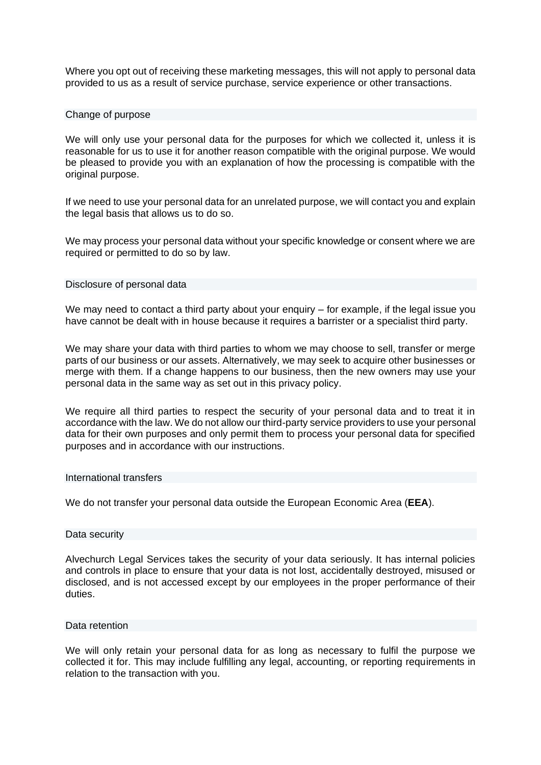Where you opt out of receiving these marketing messages, this will not apply to personal data provided to us as a result of service purchase, service experience or other transactions.

## Change of purpose

We will only use your personal data for the purposes for which we collected it, unless it is reasonable for us to use it for another reason compatible with the original purpose. We would be pleased to provide you with an explanation of how the processing is compatible with the original purpose.

If we need to use your personal data for an unrelated purpose, we will contact you and explain the legal basis that allows us to do so.

We may process your personal data without your specific knowledge or consent where we are required or permitted to do so by law.

## Disclosure of personal data

We may need to contact a third party about your enquiry – for example, if the legal issue you have cannot be dealt with in house because it requires a barrister or a specialist third party.

We may share your data with third parties to whom we may choose to sell, transfer or merge parts of our business or our assets. Alternatively, we may seek to acquire other businesses or merge with them. If a change happens to our business, then the new owners may use your personal data in the same way as set out in this privacy policy.

We require all third parties to respect the security of your personal data and to treat it in accordance with the law. We do not allow our third-party service providers to use your personal data for their own purposes and only permit them to process your personal data for specified purposes and in accordance with our instructions.

## International transfers

We do not transfer your personal data outside the European Economic Area (**EEA**).

## Data security

Alvechurch Legal Services takes the security of your data seriously. It has internal policies and controls in place to ensure that your data is not lost, accidentally destroyed, misused or disclosed, and is not accessed except by our employees in the proper performance of their duties.

## Data retention

We will only retain your personal data for as long as necessary to fulfil the purpose we collected it for. This may include fulfilling any legal, accounting, or reporting requirements in relation to the transaction with you.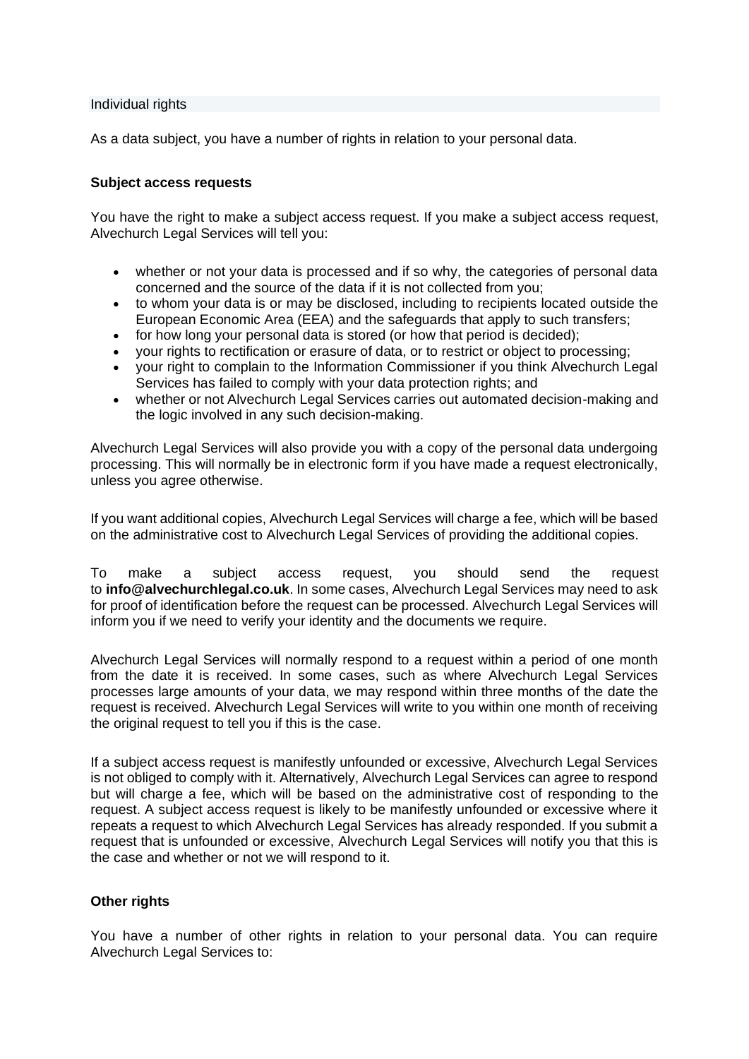## Individual rights

As a data subject, you have a number of rights in relation to your personal data.

### Subject access requests

You have the right to make a subject access request. If you make a subject access request, Alvechurch Legal Services will tell you:

- whether or not your data is processed and if so why, the categories of personal data concerned and the source of the data if it is not collected from you;
- to whom your data is or may be disclosed, including to recipients located outside the European Economic Area (EEA) and the safeguards that apply to such transfers;
- for how long your personal data is stored (or how that period is decided);
- your rights to rectification or erasure of data, or to restrict or object to processing;
- your right to complain to the Information Commissioner if you think Alvechurch Legal Services has failed to comply with your data protection rights; and
- whether or not Alvechurch Legal Services carries out automated decision-making and the logic involved in any such decision-making.

Alvechurch Legal Services will also provide you with a copy of the personal data undergoing processing. This will normally be in electronic form if you have made a request electronically, unless you agree otherwise.

If you want additional copies, Alvechurch Legal Services will charge a fee, which will be based on the administrative cost to Alvechurch Legal Services of providing the additional copies.

To make a subject access request, you should send the request to **info@alvechurchlegal.co.uk**. In some cases, Alvechurch Legal Services may need to ask for proof of identification before the request can be processed. Alvechurch Legal Services will inform you if we need to verify your identity and the documents we require.

Alvechurch Legal Services will normally respond to a request within a period of one month from the date it is received. In some cases, such as where Alvechurch Legal Services processes large amounts of your data, we may respond within three months of the date the request is received. Alvechurch Legal Services will write to you within one month of receiving the original request to tell you if this is the case.

If a subject access request is manifestly unfounded or excessive, Alvechurch Legal Services is not obliged to comply with it. Alternatively, Alvechurch Legal Services can agree to respond but will charge a fee, which will be based on the administrative cost of responding to the request. A subject access request is likely to be manifestly unfounded or excessive where it repeats a request to which Alvechurch Legal Services has already responded. If you submit a request that is unfounded or excessive, Alvechurch Legal Services will notify you that this is the case and whether or not we will respond to it.

### Other rights

You have a number of other rights in relation to your personal data. You can require Alvechurch Legal Services to: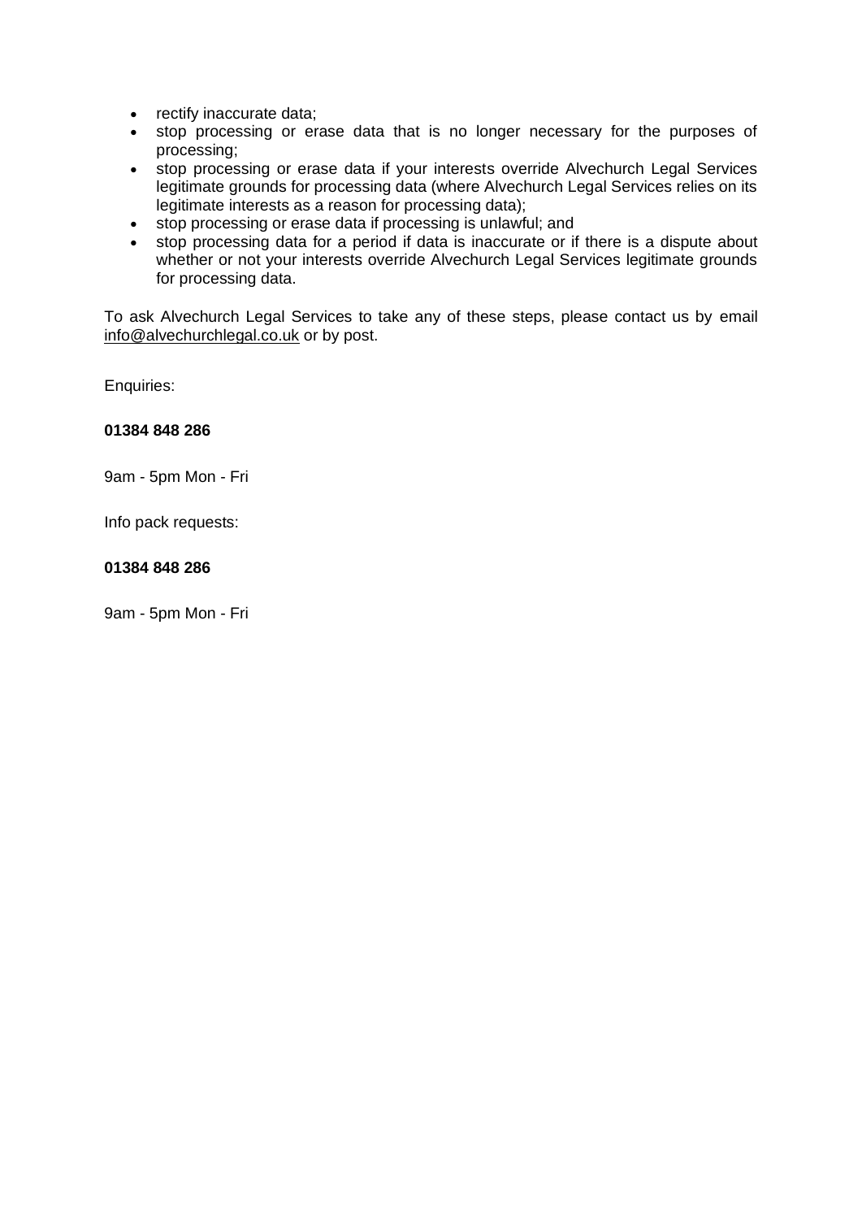- rectify inaccurate data;
- stop processing or erase data that is no longer necessary for the purposes of processing;
- stop processing or erase data if your interests override Alvechurch Legal Services legitimate grounds for processing data (where Alvechurch Legal Services relies on its legitimate interests as a reason for processing data);
- stop processing or erase data if processing is unlawful; and
- stop processing data for a period if data is inaccurate or if there is a dispute about whether or not your interests override Alvechurch Legal Services legitimate grounds for processing data.

To ask Alvechurch Legal Services to take any of these steps, please contact us by email info@alvechurchlegal.co.uk or by post.

Enquiries:

**01384 848 286**

9am - 5pm Mon - Fri

Info pack requests:

**01384 848 286**

9am - 5pm Mon - Fri